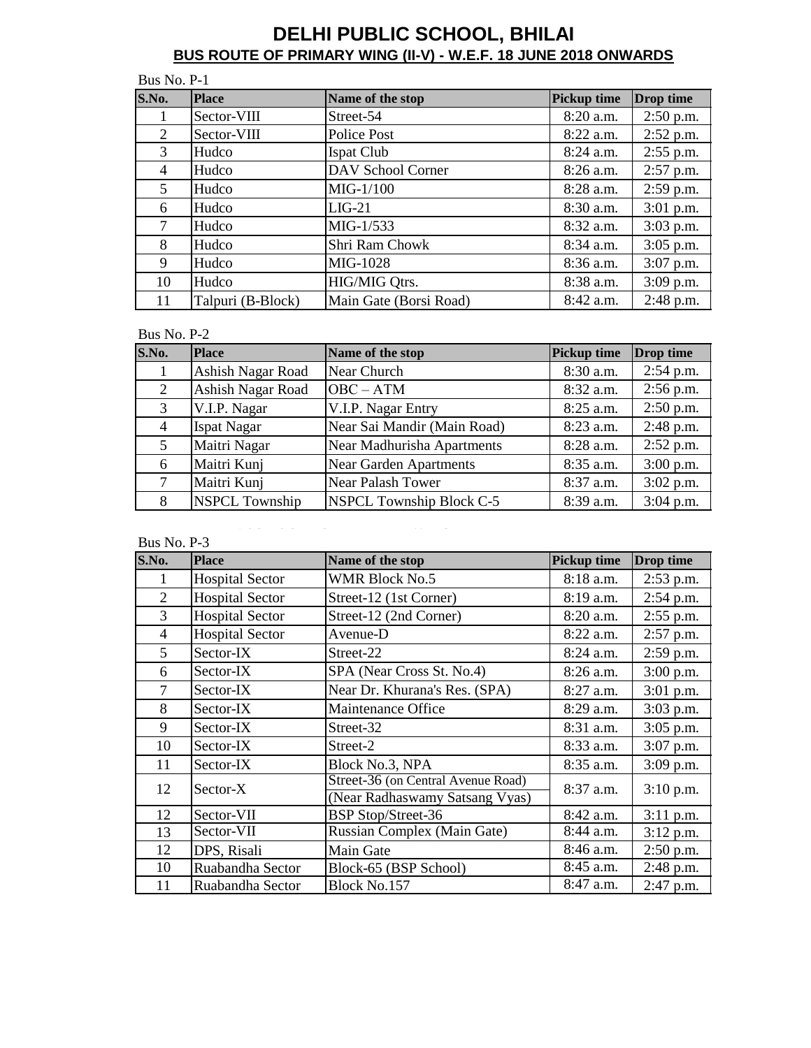# DELHI PUBLIC SCHOOL, BHILAI

## BUS ROUTE OF PRIMARY WING (II-V) - W.E.F. 18 JUNE 2018 ONWARDS

Bus No. P-1

| S.No. | Place | Name of the stop | Pickup time | Drop time |
|---|---|---|---|---|
| 1 | Sector-VIII | Street-54 | 8:20 a.m. | 2:50 p.m. |
| 2 | Sector-VIII | Police Post | 8:22 a.m. | 2:52 p.m. |
| 3 | Hudco | Ispat Club | 8:24 a.m. | 2:55 p.m. |
| 4 | Hudco | DAV School Corner | 8:26 a.m. | 2:57 p.m. |
| 5 | Hudco | MIG-1/100 | 8:28 a.m. | 2:59 p.m. |
| 6 | Hudco | LIG-21 | 8:30 a.m. | 3:01 p.m. |
| 7 | Hudco | MIG-1/533 | 8:32 a.m. | 3:03 p.m. |
| 8 | Hudco | Shri Ram Chowk | 8:34 a.m. | 3:05 p.m. |
| 9 | Hudco | MIG-1028 | 8:36 a.m. | 3:07 p.m. |
| 10 | Hudco | HIG/MIG Qtrs. | 8:38 a.m. | 3:09 p.m. |
| 11 | Talpuri (B-Block) | Main Gate (Borsi Road) | 8:42 a.m. | 2:48 p.m. |

Bus No. P-2

| S.No. | Place | Name of the stop | Pickup time | Drop time |
|---|---|---|---|---|
| 1 | Ashish Nagar Road | Near Church | 8:30 a.m. | 2:54 p.m. |
| 2 | Ashish Nagar Road | OBC – ATM | 8:32 a.m. | 2:56 p.m. |
| 3 | V.I.P. Nagar | V.I.P. Nagar Entry | 8:25 a.m. | 2:50 p.m. |
| 4 | Ispat Nagar | Near Sai Mandir (Main Road) | 8:23 a.m. | 2:48 p.m. |
| 5 | Maitri Nagar | Near Madhurisha Apartments | 8:28 a.m. | 2:52 p.m. |
| 6 | Maitri Kunj | Near Garden Apartments | 8:35 a.m. | 3:00 p.m. |
| 7 | Maitri Kunj | Near Palash Tower | 8:37 a.m. | 3:02 p.m. |
| 8 | NSPCL Township | NSPCL Township Block C-5 | 8:39 a.m. | 3:04 p.m. |

Bus No. P-3

| S.No. | Place | Name of the stop | Pickup time | Drop time |
|---|---|---|---|---|
| 1 | Hospital Sector | WMR Block No.5 | 8:18 a.m. | 2:53 p.m. |
| 2 | Hospital Sector | Street-12 (1st Corner) | 8:19 a.m. | 2:54 p.m. |
| 3 | Hospital Sector | Street-12 (2nd Corner) | 8:20 a.m. | 2:55 p.m. |
| 4 | Hospital Sector | Avenue-D | 8:22 a.m. | 2:57 p.m. |
| 5 | Sector-IX | Street-22 | 8:24 a.m. | 2:59 p.m. |
| 6 | Sector-IX | SPA (Near Cross St. No.4) | 8:26 a.m. | 3:00 p.m. |
| 7 | Sector-IX | Near Dr. Khurana's Res. (SPA) | 8:27 a.m. | 3:01 p.m. |
| 8 | Sector-IX | Maintenance Office | 8:29 a.m. | 3:03 p.m. |
| 9 | Sector-IX | Street-32 | 8:31 a.m. | 3:05 p.m. |
| 10 | Sector-IX | Street-2 | 8:33 a.m. | 3:07 p.m. |
| 11 | Sector-IX | Block No.3, NPA | 8:35 a.m. | 3:09 p.m. |
| 12 | Sector-X | Street-36 (on Central Avenue Road) (Near Radhaswamy Satsang Vyas) | 8:37 a.m. | 3:10 p.m. |
| 12 | Sector-VII | BSP Stop/Street-36 | 8:42 a.m. | 3:11 p.m. |
| 13 | Sector-VII | Russian Complex (Main Gate) | 8:44 a.m. | 3:12 p.m. |
| 12 | DPS, Risali | Main Gate | 8:46 a.m. | 2:50 p.m. |
| 10 | Ruabandha Sector | Block-65 (BSP School) | 8:45 a.m. | 2:48 p.m. |
| 11 | Ruabandha Sector | Block No.157 | 8:47 a.m. | 2:47 p.m. |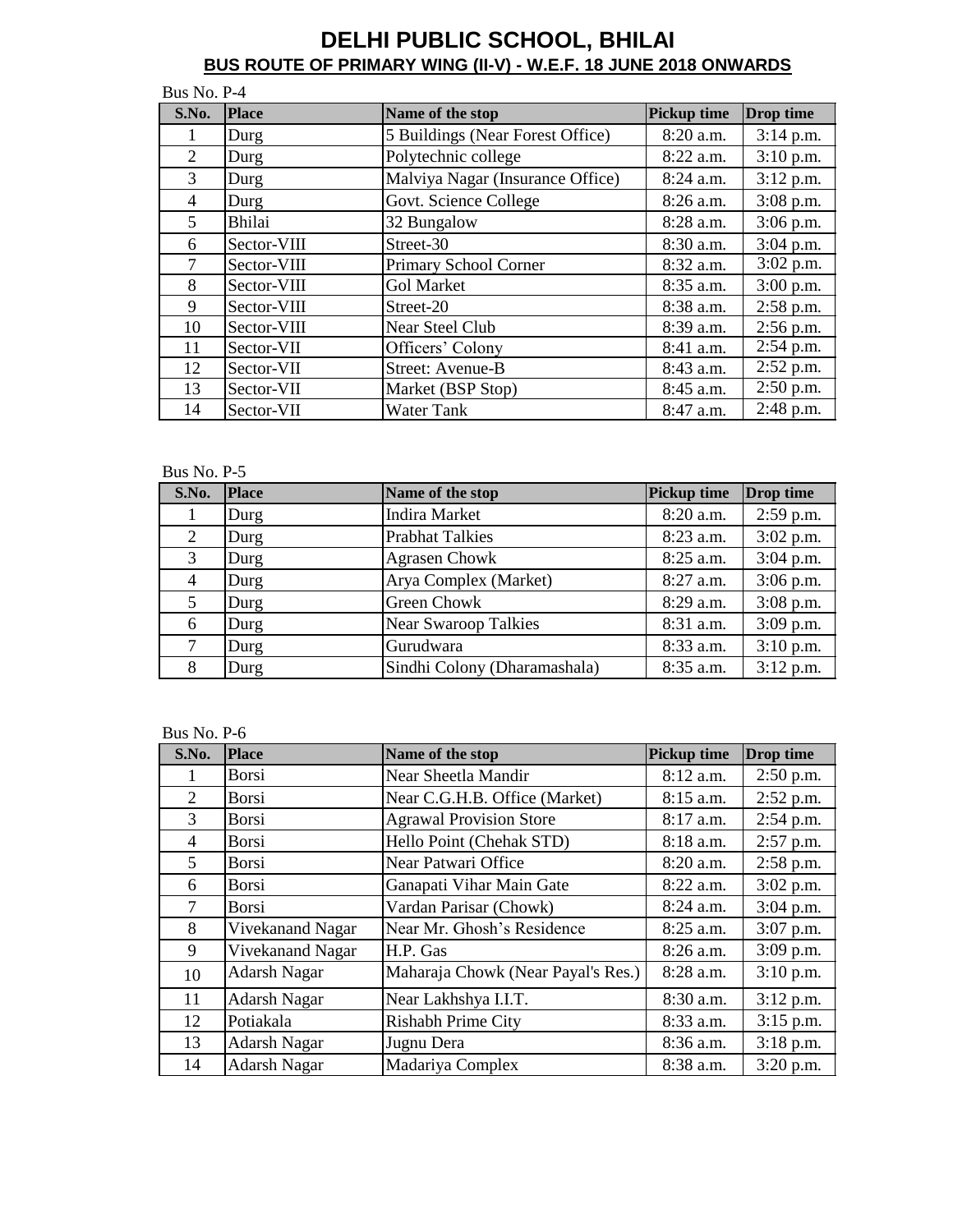# DELHI PUBLIC SCHOOL, BHILAI

## BUS ROUTE OF PRIMARY WING (II-V) - W.E.F. 18 JUNE 2018 ONWARDS

Bus No. P-4

| S.No. | Place | Name of the stop | Pickup time | Drop time |
|---|---|---|---|---|
| 1 | Durg | 5 Buildings (Near Forest Office) | 8:20 a.m. | 3:14 p.m. |
| 2 | Durg | Polytechnic college | 8:22 a.m. | 3:10 p.m. |
| 3 | Durg | Malviya Nagar (Insurance Office) | 8:24 a.m. | 3:12 p.m. |
| 4 | Durg | Govt. Science College | 8:26 a.m. | 3:08 p.m. |
| 5 | Bhilai | 32 Bungalow | 8:28 a.m. | 3:06 p.m. |
| 6 | Sector-VIII | Street-30 | 8:30 a.m. | 3:04 p.m. |
| 7 | Sector-VIII | Primary School Corner | 8:32 a.m. | 3:02 p.m. |
| 8 | Sector-VIII | Gol Market | 8:35 a.m. | 3:00 p.m. |
| 9 | Sector-VIII | Street-20 | 8:38 a.m. | 2:58 p.m. |
| 10 | Sector-VIII | Near Steel Club | 8:39 a.m. | 2:56 p.m. |
| 11 | Sector-VII | Officers' Colony | 8:41 a.m. | 2:54 p.m. |
| 12 | Sector-VII | Street: Avenue-B | 8:43 a.m. | 2:52 p.m. |
| 13 | Sector-VII | Market (BSP Stop) | 8:45 a.m. | 2:50 p.m. |
| 14 | Sector-VII | Water Tank | 8:47 a.m. | 2:48 p.m. |

Bus No. P-5

| S.No. | Place | Name of the stop | Pickup time | Drop time |
|---|---|---|---|---|
| 1 | Durg | Indira Market | 8:20 a.m. | 2:59 p.m. |
| 2 | Durg | Prabhat Talkies | 8:23 a.m. | 3:02 p.m. |
| 3 | Durg | Agrasen Chowk | 8:25 a.m. | 3:04 p.m. |
| 4 | Durg | Arya Complex (Market) | 8:27 a.m. | 3:06 p.m. |
| 5 | Durg | Green Chowk | 8:29 a.m. | 3:08 p.m. |
| 6 | Durg | Near Swaroop Talkies | 8:31 a.m. | 3:09 p.m. |
| 7 | Durg | Gurudwara | 8:33 a.m. | 3:10 p.m. |
| 8 | Durg | Sindhi Colony (Dharamashala) | 8:35 a.m. | 3:12 p.m. |

Bus No. P-6

| S.No. | Place | Name of the stop | Pickup time | Drop time |
|---|---|---|---|---|
| 1 | Borsi | Near Sheetla Mandir | 8:12 a.m. | 2:50 p.m. |
| 2 | Borsi | Near C.G.H.B. Office (Market) | 8:15 a.m. | 2:52 p.m. |
| 3 | Borsi | Agrawal Provision Store | 8:17 a.m. | 2:54 p.m. |
| 4 | Borsi | Hello Point (Chehak STD) | 8:18 a.m. | 2:57 p.m. |
| 5 | Borsi | Near Patwari Office | 8:20 a.m. | 2:58 p.m. |
| 6 | Borsi | Ganapati Vihar Main Gate | 8:22 a.m. | 3:02 p.m. |
| 7 | Borsi | Vardan Parisar (Chowk) | 8:24 a.m. | 3:04 p.m. |
| 8 | Vivekanand Nagar | Near Mr. Ghosh's Residence | 8:25 a.m. | 3:07 p.m. |
| 9 | Vivekanand Nagar | H.P. Gas | 8:26 a.m. | 3:09 p.m. |
| 10 | Adarsh Nagar | Maharaja Chowk (Near Payal's Res.) | 8:28 a.m. | 3:10 p.m. |
| 11 | Adarsh Nagar | Near Lakhshya I.I.T. | 8:30 a.m. | 3:12 p.m. |
| 12 | Potiakala | Rishabh Prime City | 8:33 a.m. | 3:15 p.m. |
| 13 | Adarsh Nagar | Jugnu Dera | 8:36 a.m. | 3:18 p.m. |
| 14 | Adarsh Nagar | Madariya Complex | 8:38 a.m. | 3:20 p.m. |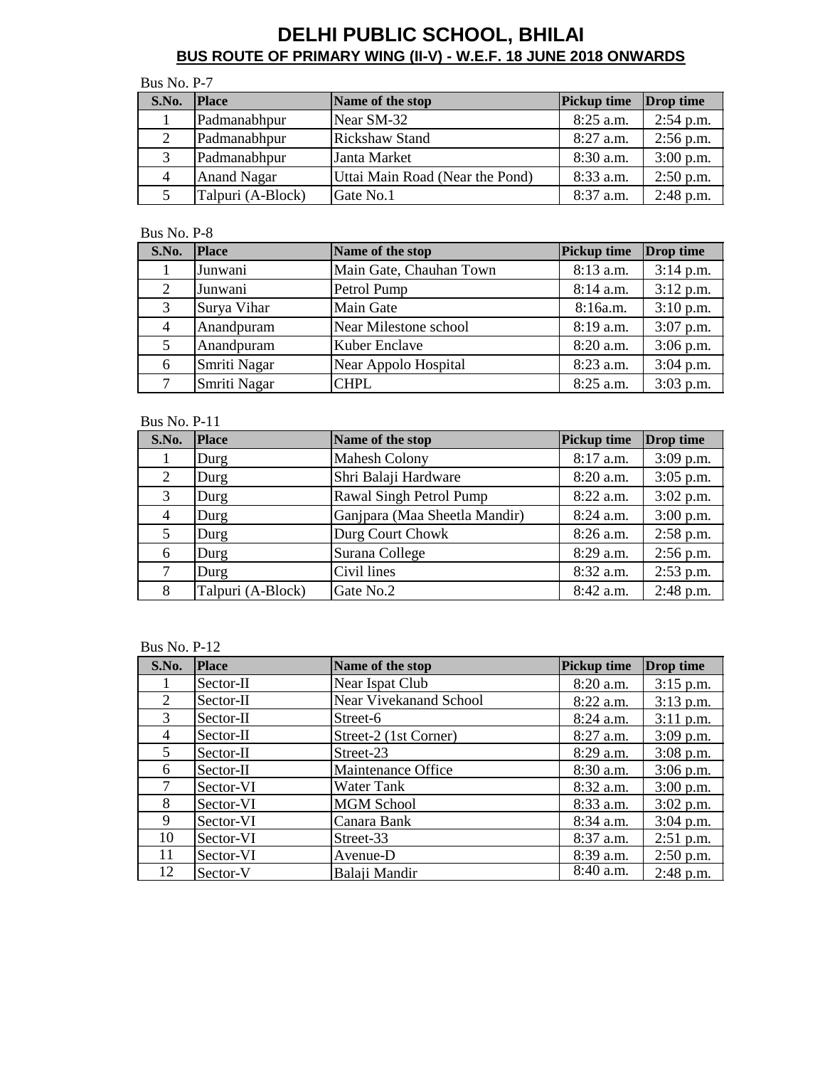# DELHI PUBLIC SCHOOL, BHILAI

## BUS ROUTE OF PRIMARY WING (II-V) - W.E.F. 18 JUNE 2018 ONWARDS

Bus No. P-7

| S.No. | Place | Name of the stop | Pickup time | Drop time |
|---|---|---|---|---|
| 1 | Padmanabhpur | Near SM-32 | 8:25 a.m. | 2:54 p.m. |
| 2 | Padmanabhpur | Rickshaw Stand | 8:27 a.m. | 2:56 p.m. |
| 3 | Padmanabhpur | Janta Market | 8:30 a.m. | 3:00 p.m. |
| 4 | Anand Nagar | Uttai Main Road (Near the Pond) | 8:33 a.m. | 2:50 p.m. |
| 5 | Talpuri (A-Block) | Gate No.1 | 8:37 a.m. | 2:48 p.m. |

Bus No. P-8

| S.No. | Place | Name of the stop | Pickup time | Drop time |
|---|---|---|---|---|
| 1 | Junwani | Main Gate, Chauhan Town | 8:13 a.m. | 3:14 p.m. |
| 2 | Junwani | Petrol Pump | 8:14 a.m. | 3:12 p.m. |
| 3 | Surya Vihar | Main Gate | 8:16a.m. | 3:10 p.m. |
| 4 | Anandpuram | Near Milestone school | 8:19 a.m. | 3:07 p.m. |
| 5 | Anandpuram | Kuber Enclave | 8:20 a.m. | 3:06 p.m. |
| 6 | Smriti Nagar | Near Appolo Hospital | 8:23 a.m. | 3:04 p.m. |
| 7 | Smriti Nagar | CHPL | 8:25 a.m. | 3:03 p.m. |

Bus No. P-11

| S.No. | Place | Name of the stop | Pickup time | Drop time |
|---|---|---|---|---|
| 1 | Durg | Mahesh Colony | 8:17 a.m. | 3:09 p.m. |
| 2 | Durg | Shri Balaji Hardware | 8:20 a.m. | 3:05 p.m. |
| 3 | Durg | Rawal Singh Petrol Pump | 8:22 a.m. | 3:02 p.m. |
| 4 | Durg | Ganjpara (Maa Sheetla Mandir) | 8:24 a.m. | 3:00 p.m. |
| 5 | Durg | Durg Court Chowk | 8:26 a.m. | 2:58 p.m. |
| 6 | Durg | Surana College | 8:29 a.m. | 2:56 p.m. |
| 7 | Durg | Civil lines | 8:32 a.m. | 2:53 p.m. |
| 8 | Talpuri (A-Block) | Gate No.2 | 8:42 a.m. | 2:48 p.m. |

Bus No. P-12

| S.No. | Place | Name of the stop | Pickup time | Drop time |
|---|---|---|---|---|
| 1 | Sector-II | Near Ispat Club | 8:20 a.m. | 3:15 p.m. |
| 2 | Sector-II | Near Vivekanand School | 8:22 a.m. | 3:13 p.m. |
| 3 | Sector-II | Street-6 | 8:24 a.m. | 3:11 p.m. |
| 4 | Sector-II | Street-2 (1st Corner) | 8:27 a.m. | 3:09 p.m. |
| 5 | Sector-II | Street-23 | 8:29 a.m. | 3:08 p.m. |
| 6 | Sector-II | Maintenance Office | 8:30 a.m. | 3:06 p.m. |
| 7 | Sector-VI | Water Tank | 8:32 a.m. | 3:00 p.m. |
| 8 | Sector-VI | MGM School | 8:33 a.m. | 3:02 p.m. |
| 9 | Sector-VI | Canara Bank | 8:34 a.m. | 3:04 p.m. |
| 10 | Sector-VI | Street-33 | 8:37 a.m. | 2:51 p.m. |
| 11 | Sector-VI | Avenue-D | 8:39 a.m. | 2:50 p.m. |
| 12 | Sector-V | Balaji Mandir | 8:40 a.m. | 2:48 p.m. |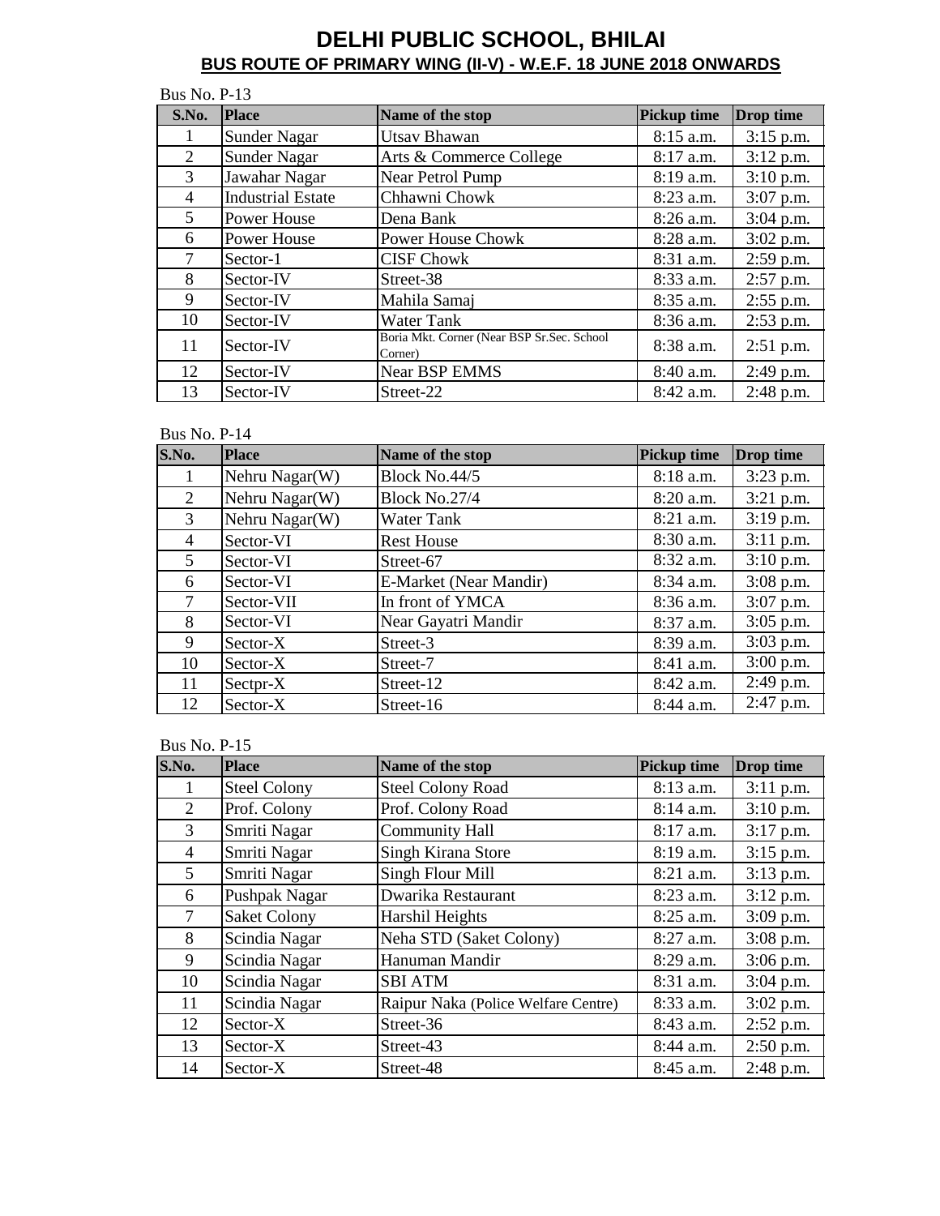# DELHI PUBLIC SCHOOL, BHILAI

## BUS ROUTE OF PRIMARY WING (II-V) - W.E.F. 18 JUNE 2018 ONWARDS

Bus No. P-13

| S.No. | Place | Name of the stop | Pickup time | Drop time |
|---|---|---|---|---|
| 1 | Sunder Nagar | Utsav Bhawan | 8:15 a.m. | 3:15 p.m. |
| 2 | Sunder Nagar | Arts & Commerce College | 8:17 a.m. | 3:12 p.m. |
| 3 | Jawahar Nagar | Near Petrol Pump | 8:19 a.m. | 3:10 p.m. |
| 4 | Industrial Estate | Chhawni Chowk | 8:23 a.m. | 3:07 p.m. |
| 5 | Power House | Dena Bank | 8:26 a.m. | 3:04 p.m. |
| 6 | Power House | Power House Chowk | 8:28 a.m. | 3:02 p.m. |
| 7 | Sector-1 | CISF Chowk | 8:31 a.m. | 2:59 p.m. |
| 8 | Sector-IV | Street-38 | 8:33 a.m. | 2:57 p.m. |
| 9 | Sector-IV | Mahila Samaj | 8:35 a.m. | 2:55 p.m. |
| 10 | Sector-IV | Water Tank | 8:36 a.m. | 2:53 p.m. |
| 11 | Sector-IV | Boria Mkt. Corner (Near BSP Sr.Sec. School Corner) | 8:38 a.m. | 2:51 p.m. |
| 12 | Sector-IV | Near BSP EMMS | 8:40 a.m. | 2:49 p.m. |
| 13 | Sector-IV | Street-22 | 8:42 a.m. | 2:48 p.m. |

Bus No. P-14

| S.No. | Place | Name of the stop | Pickup time | Drop time |
|---|---|---|---|---|
| 1 | Nehru Nagar(W) | Block No.44/5 | 8:18 a.m. | 3:23 p.m. |
| 2 | Nehru Nagar(W) | Block No.27/4 | 8:20 a.m. | 3:21 p.m. |
| 3 | Nehru Nagar(W) | Water Tank | 8:21 a.m. | 3:19 p.m. |
| 4 | Sector-VI | Rest House | 8:30 a.m. | 3:11 p.m. |
| 5 | Sector-VI | Street-67 | 8:32 a.m. | 3:10 p.m. |
| 6 | Sector-VI | E-Market (Near Mandir) | 8:34 a.m. | 3:08 p.m. |
| 7 | Sector-VII | In front of YMCA | 8:36 a.m. | 3:07 p.m. |
| 8 | Sector-VI | Near Gayatri Mandir | 8:37 a.m. | 3:05 p.m. |
| 9 | Sector-X | Street-3 | 8:39 a.m. | 3:03 p.m. |
| 10 | Sector-X | Street-7 | 8:41 a.m. | 3:00 p.m. |
| 11 | Sectpr-X | Street-12 | 8:42 a.m. | 2:49 p.m. |
| 12 | Sector-X | Street-16 | 8:44 a.m. | 2:47 p.m. |

Bus No. P-15

| S.No. | Place | Name of the stop | Pickup time | Drop time |
|---|---|---|---|---|
| 1 | Steel Colony | Steel Colony Road | 8:13 a.m. | 3:11 p.m. |
| 2 | Prof. Colony | Prof. Colony Road | 8:14 a.m. | 3:10 p.m. |
| 3 | Smriti Nagar | Community Hall | 8:17 a.m. | 3:17 p.m. |
| 4 | Smriti Nagar | Singh Kirana Store | 8:19 a.m. | 3:15 p.m. |
| 5 | Smriti Nagar | Singh Flour Mill | 8:21 a.m. | 3:13 p.m. |
| 6 | Pushpak Nagar | Dwarika Restaurant | 8:23 a.m. | 3:12 p.m. |
| 7 | Saket Colony | Harshil Heights | 8:25 a.m. | 3:09 p.m. |
| 8 | Scindia Nagar | Neha STD (Saket Colony) | 8:27 a.m. | 3:08 p.m. |
| 9 | Scindia Nagar | Hanuman Mandir | 8:29 a.m. | 3:06 p.m. |
| 10 | Scindia Nagar | SBI ATM | 8:31 a.m. | 3:04 p.m. |
| 11 | Scindia Nagar | Raipur Naka (Police Welfare Centre) | 8:33 a.m. | 3:02 p.m. |
| 12 | Sector-X | Street-36 | 8:43 a.m. | 2:52 p.m. |
| 13 | Sector-X | Street-43 | 8:44 a.m. | 2:50 p.m. |
| 14 | Sector-X | Street-48 | 8:45 a.m. | 2:48 p.m. |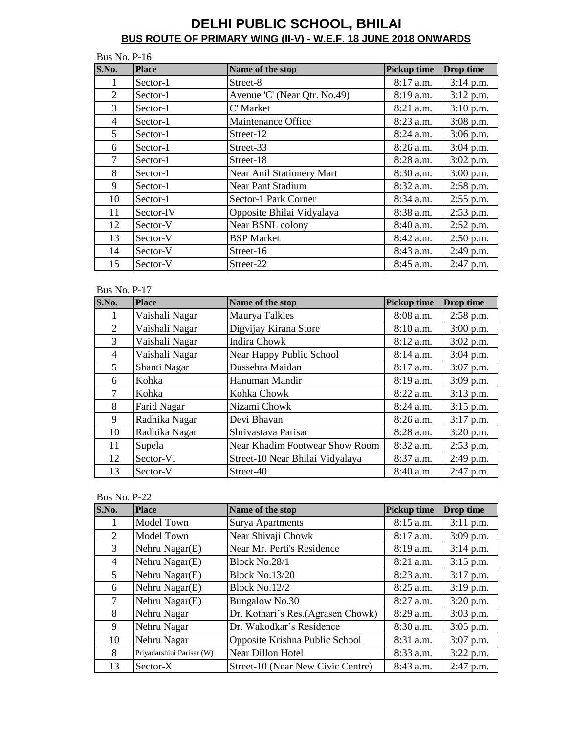# DELHI PUBLIC SCHOOL, BHILAI

## BUS ROUTE OF PRIMARY WING (II-V) - W.E.F. 18 JUNE 2018 ONWARDS

Bus No. P-16

| S.No. | Place | Name of the stop | Pickup time | Drop time |
|---|---|---|---|---|
| 1 | Sector-1 | Street-8 | 8:17 a.m. | 3:14 p.m. |
| 2 | Sector-1 | Avenue 'C' (Near Qtr. No.49) | 8:19 a.m. | 3:12 p.m. |
| 3 | Sector-1 | C' Market | 8:21 a.m. | 3:10 p.m. |
| 4 | Sector-1 | Maintenance Office | 8:23 a.m. | 3:08 p.m. |
| 5 | Sector-1 | Street-12 | 8:24 a.m. | 3:06 p.m. |
| 6 | Sector-1 | Street-33 | 8:26 a.m. | 3:04 p.m. |
| 7 | Sector-1 | Street-18 | 8:28 a.m. | 3:02 p.m. |
| 8 | Sector-1 | Near Anil Stationery Mart | 8:30 a.m. | 3:00 p.m. |
| 9 | Sector-1 | Near Pant Stadium | 8:32 a.m. | 2:58 p.m. |
| 10 | Sector-1 | Sector-1 Park Corner | 8:34 a.m. | 2:55 p.m. |
| 11 | Sector-IV | Opposite Bhilai Vidyalaya | 8:38 a.m. | 2:53 p.m. |
| 12 | Sector-V | Near BSNL colony | 8:40 a.m. | 2:52 p.m. |
| 13 | Sector-V | BSP Market | 8:42 a.m. | 2:50 p.m. |
| 14 | Sector-V | Street-16 | 8:43 a.m. | 2:49 p.m. |
| 15 | Sector-V | Street-22 | 8:45 a.m. | 2:47 p.m. |

Bus No. P-17

| S.No. | Place | Name of the stop | Pickup time | Drop time |
|---|---|---|---|---|
| 1 | Vaishali Nagar | Maurya Talkies | 8:08 a.m. | 2:58 p.m. |
| 2 | Vaishali Nagar | Digvijay Kirana Store | 8:10 a.m. | 3:00 p.m. |
| 3 | Vaishali Nagar | Indira Chowk | 8:12 a.m. | 3:02 p.m. |
| 4 | Vaishali Nagar | Near Happy Public School | 8:14 a.m. | 3:04 p.m. |
| 5 | Shanti Nagar | Dussehra Maidan | 8:17 a.m. | 3:07 p.m. |
| 6 | Kohka | Hanuman Mandir | 8:19 a.m. | 3:09 p.m. |
| 7 | Kohka | Kohka Chowk | 8:22 a.m. | 3:13 p.m. |
| 8 | Farid Nagar | Nizami Chowk | 8:24 a.m. | 3:15 p.m. |
| 9 | Radhika Nagar | Devi Bhavan | 8:26 a.m. | 3:17 p.m. |
| 10 | Radhika Nagar | Shrivastava Parisar | 8:28 a.m. | 3:20 p.m. |
| 11 | Supela | Near Khadim Footwear Show Room | 8:32 a.m. | 2:53 p.m. |
| 12 | Sector-VI | Street-10 Near Bhilai Vidyalaya | 8:37 a.m. | 2:49 p.m. |
| 13 | Sector-V | Street-40 | 8:40 a.m. | 2:47 p.m. |

Bus No. P-22

| S.No. | Place | Name of the stop | Pickup time | Drop time |
|---|---|---|---|---|
| 1 | Model Town | Surya Apartments | 8:15 a.m. | 3:11 p.m. |
| 2 | Model Town | Near Shivaji Chowk | 8:17 a.m. | 3:09 p.m. |
| 3 | Nehru Nagar(E) | Near Mr. Perti's Residence | 8:19 a.m. | 3:14 p.m. |
| 4 | Nehru Nagar(E) | Block No.28/1 | 8:21 a.m. | 3:15 p.m. |
| 5 | Nehru Nagar(E) | Block No.13/20 | 8:23 a.m. | 3:17 p.m. |
| 6 | Nehru Nagar(E) | Block No.12/2 | 8:25 a.m. | 3:19 p.m. |
| 7 | Nehru Nagar(E) | Bungalow No.30 | 8:27 a.m. | 3:20 p.m. |
| 8 | Nehru Nagar | Dr. Kothari's Res.(Agrasen Chowk) | 8:29 a.m. | 3:03 p.m. |
| 9 | Nehru Nagar | Dr. Wakodkar's Residence | 8:30 a.m. | 3:05 p.m. |
| 10 | Nehru Nagar | Opposite Krishna Public School | 8:31 a.m. | 3:07 p.m. |
| 8 | Priyadarshini Parisar (W) | Near Dillon Hotel | 8:33 a.m. | 3:22 p.m. |
| 13 | Sector-X | Street-10 (Near New Civic Centre) | 8:43 a.m. | 2:47 p.m. |